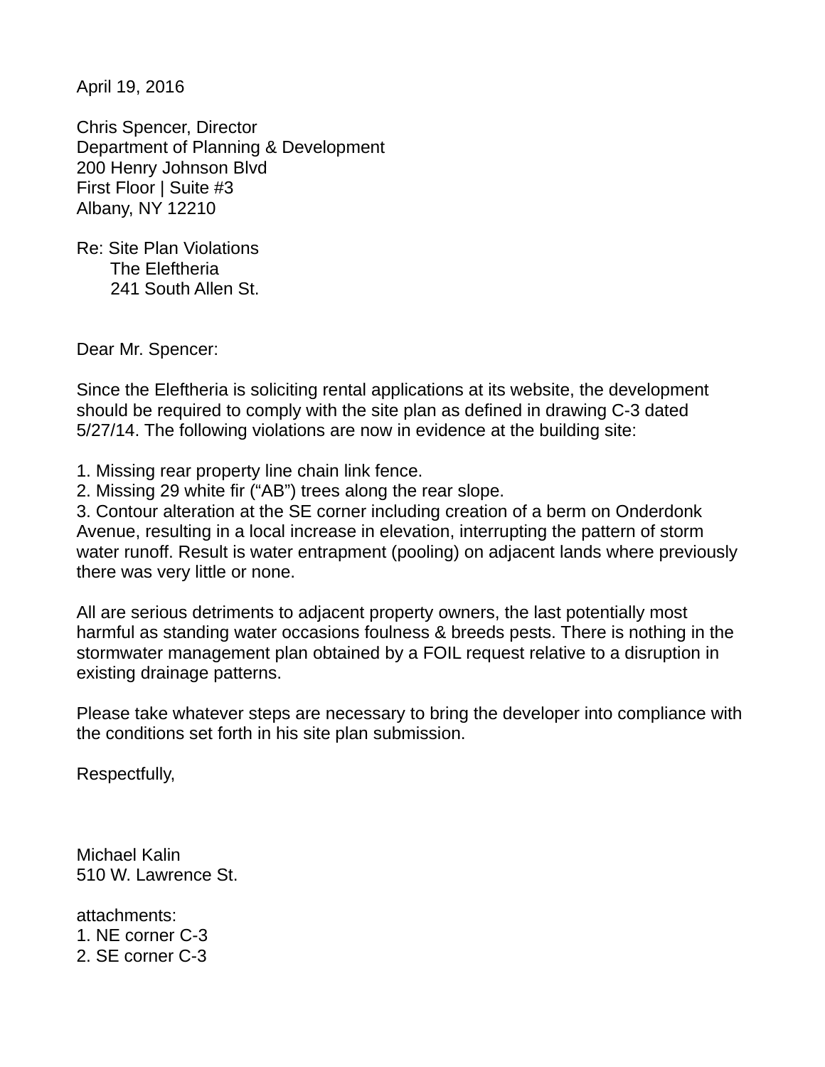April 19, 2016

Chris Spencer, Director
Department of Planning & Development
200 Henry Johnson Blvd
First Floor | Suite #3
Albany, NY 12210

Re: Site Plan Violations
The Eleftheria
241 South Allen St.

Dear Mr. Spencer:

Since the Eleftheria is soliciting rental applications at its website, the development should be required to comply with the site plan as defined in drawing C-3 dated 5/27/14. The following violations are now in evidence at the building site:

1. Missing rear property line chain link fence.
2. Missing 29 white fir ("AB") trees along the rear slope.
3. Contour alteration at the SE corner including creation of a berm on Onderdonk Avenue, resulting in a local increase in elevation, interrupting the pattern of storm water runoff. Result is water entrapment (pooling) on adjacent lands where previously there was very little or none.

All are serious detriments to adjacent property owners, the last potentially most harmful as standing water occasions foulness & breeds pests. There is nothing in the stormwater management plan obtained by a FOIL request relative to a disruption in existing drainage patterns.

Please take whatever steps are necessary to bring the developer into compliance with the conditions set forth in his site plan submission.

Respectfully,

Michael Kalin
510 W. Lawrence St.

attachments:
1. NE corner C-3
2. SE corner C-3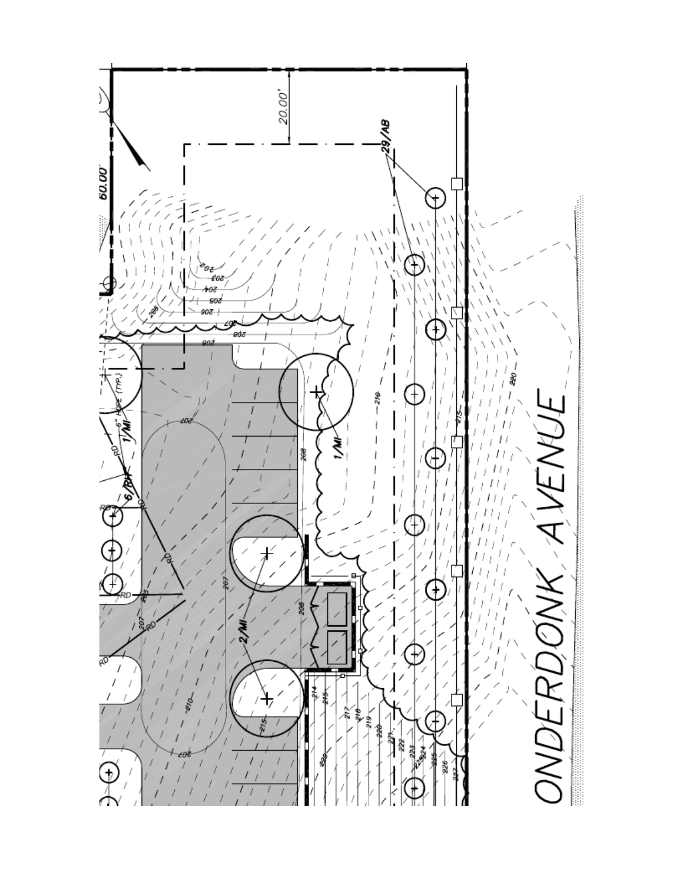20.00'

60.00'

29/AB

1/MI

6" HDPE (TYP.)

6/RH

1/MI

2/MI

ONDERDONK AVENUE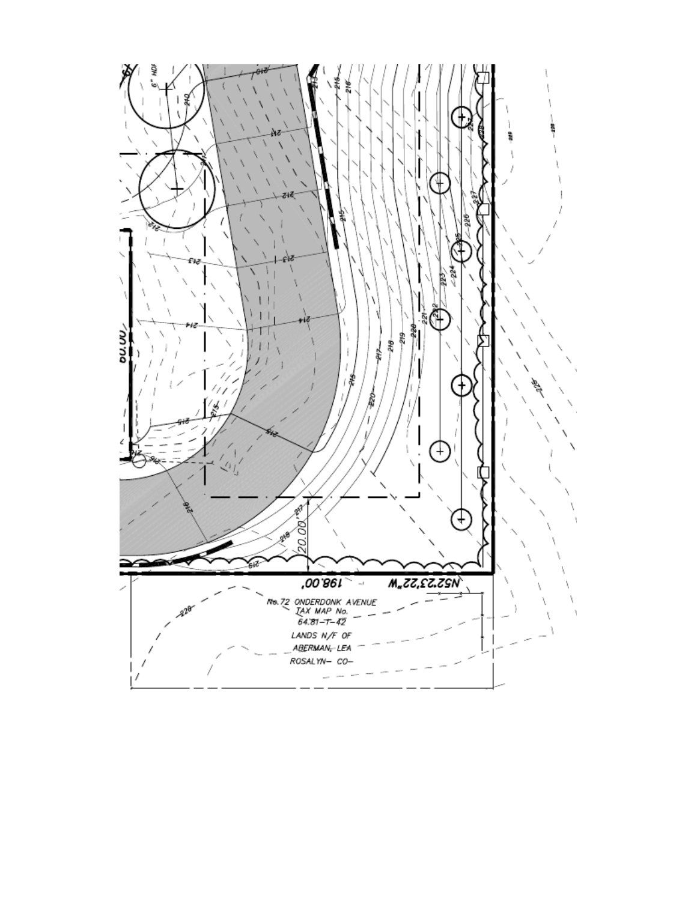198.00'

N52°23'22"W

20.00'

No. 72 ONDERDONK AVENUE
TAX MAP No.
64.81-T-42
LANDS N/F OF
ABERMAN, LEA
ROSALYN- CO-